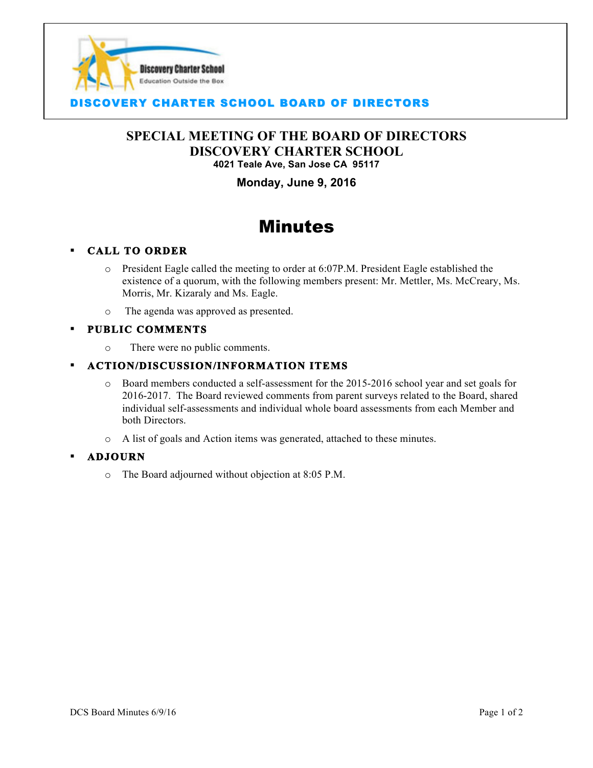Discovery Charter School
Education Outside the Box

**DISCOVERY CHARTER SCHOOL BOARD OF DIRECTORS**

# SPECIAL MEETING OF THE BOARD OF DIRECTORS
# DISCOVERY CHARTER SCHOOL

**4021 Teale Ave, San Jose CA 95117**

**Monday, June 9, 2016**

# Minutes

- **CALL TO ORDER**
  - President Eagle called the meeting to order at 6:07P.M. President Eagle established the existence of a quorum, with the following members present: Mr. Mettler, Ms. McCreary, Ms. Morris, Mr. Kizaraly and Ms. Eagle.
  - The agenda was approved as presented.
- **PUBLIC COMMENTS**
  - There were no public comments.
- **ACTION/DISCUSSION/INFORMATION ITEMS**
  - Board members conducted a self-assessment for the 2015-2016 school year and set goals for 2016-2017. The Board reviewed comments from parent surveys related to the Board, shared individual self-assessments and individual whole board assessments from each Member and both Directors.
  - A list of goals and Action items was generated, attached to these minutes.
- **ADJOURN**
  - The Board adjourned without objection at 8:05 P.M.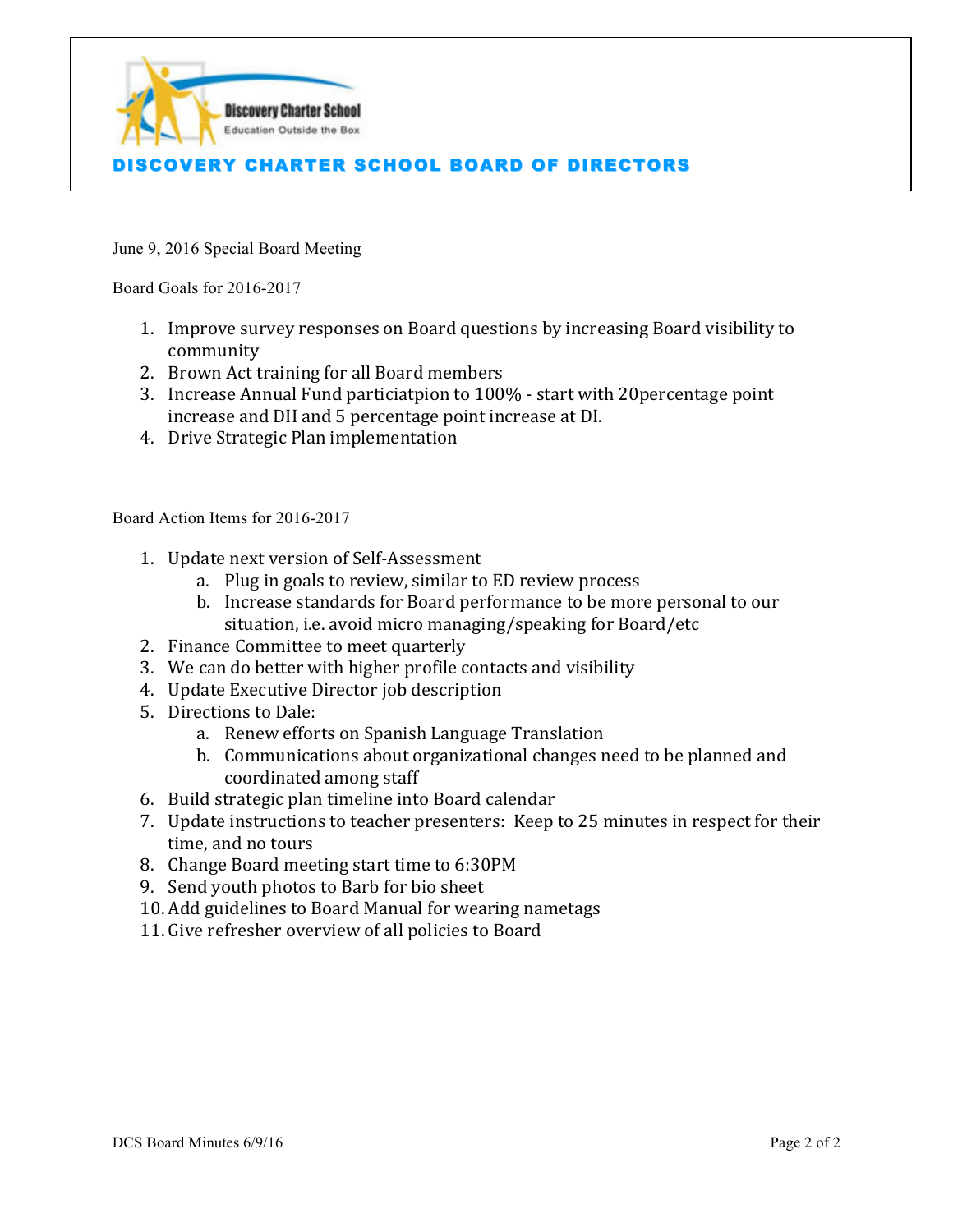# DISCOVERY CHARTER SCHOOL BOARD OF DIRECTORS

June 9, 2016 Special Board Meeting

Board Goals for 2016-2017

1. Improve survey responses on Board questions by increasing Board visibility to community
2. Brown Act training for all Board members
3. Increase Annual Fund particiatpion to 100% - start with 20percentage point increase and DII and 5 percentage point increase at DI.
4. Drive Strategic Plan implementation

Board Action Items for 2016-2017

1. Update next version of Self-Assessment
   a. Plug in goals to review, similar to ED review process
   b. Increase standards for Board performance to be more personal to our situation, i.e. avoid micro managing/speaking for Board/etc
2. Finance Committee to meet quarterly
3. We can do better with higher profile contacts and visibility
4. Update Executive Director job description
5. Directions to Dale:
   a. Renew efforts on Spanish Language Translation
   b. Communications about organizational changes need to be planned and coordinated among staff
6. Build strategic plan timeline into Board calendar
7. Update instructions to teacher presenters: Keep to 25 minutes in respect for their time, and no tours
8. Change Board meeting start time to 6:30PM
9. Send youth photos to Barb for bio sheet
10. Add guidelines to Board Manual for wearing nametags
11. Give refresher overview of all policies to Board